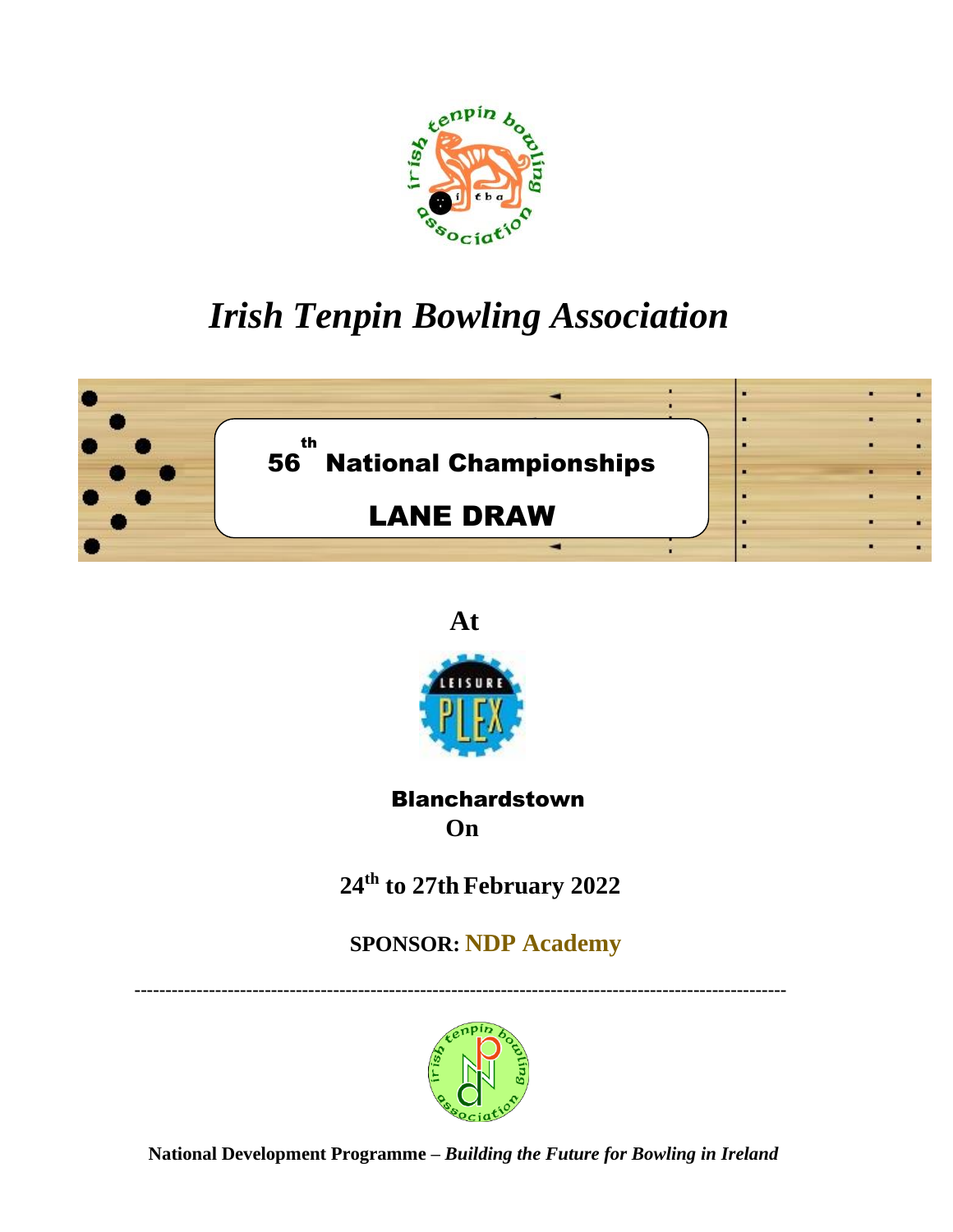# *Irish Tenpin Bowling Association*

## 56th National Championships

## LANE DRAW

**At**

**Blanchardstown**

**On**

**24th to 27th February 2022**

**SPONSOR: NDP Academy**

---

**National Development Programme –** ***Building the Future for Bowling in Ireland***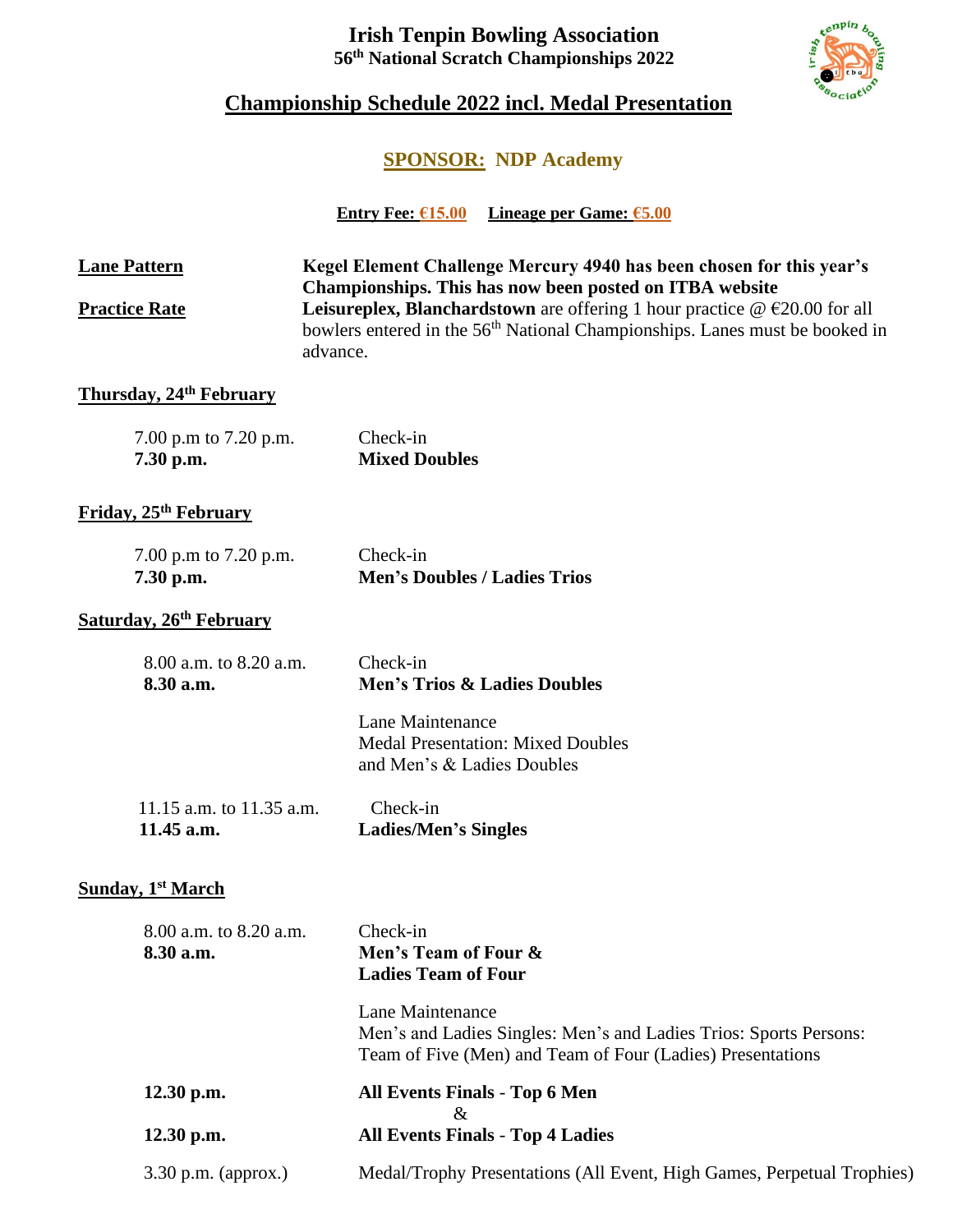# Irish Tenpin Bowling Association

## 56th National Scratch Championships 2022

## Championship Schedule 2022 incl. Medal Presentation

### SPONSOR: NDP Academy

**Entry Fee: €15.00** **Lineage per Game: €5.00**

| | |
|---|---|
| **Lane Pattern** | **Kegel Element Challenge Mercury 4940 has been chosen for this year's Championships. This has now been posted on ITBA website** |
| **Practice Rate** | **Leisureplex, Blanchardstown** are offering 1 hour practice @ €20.00 for all bowlers entered in the 56th National Championships. Lanes must be booked in advance. |

**Thursday, 24th February**

| | |
|---|---|
| 7.00 p.m to 7.20 p.m. | Check-in |
| **7.30 p.m.** | **Mixed Doubles** |

**Friday, 25th February**

| | |
|---|---|
| 7.00 p.m to 7.20 p.m. | Check-in |
| **7.30 p.m.** | **Men's Doubles / Ladies Trios** |

**Saturday, 26th February**

| | |
|---|---|
| 8.00 a.m. to 8.20 a.m. | Check-in |
| **8.30 a.m.** | **Men's Trios & Ladies Doubles** |
| | Lane Maintenance<br>Medal Presentation: Mixed Doubles and Men's & Ladies Doubles |
| 11.15 a.m. to 11.35 a.m. | Check-in |
| **11.45 a.m.** | **Ladies/Men's Singles** |

**Sunday, 1st March**

| | |
|---|---|
| 8.00 a.m. to 8.20 a.m. | Check-in |
| **8.30 a.m.** | **Men's Team of Four & Ladies Team of Four** |
| | Lane Maintenance<br>Men's and Ladies Singles: Men's and Ladies Trios: Sports Persons: Team of Five (Men) and Team of Four (Ladies) Presentations |
| **12.30 p.m.** | **All Events Finals - Top 6 Men**<br>& |
| **12.30 p.m.** | **All Events Finals - Top 4 Ladies** |
| 3.30 p.m. (approx.) | Medal/Trophy Presentations (All Event, High Games, Perpetual Trophies) |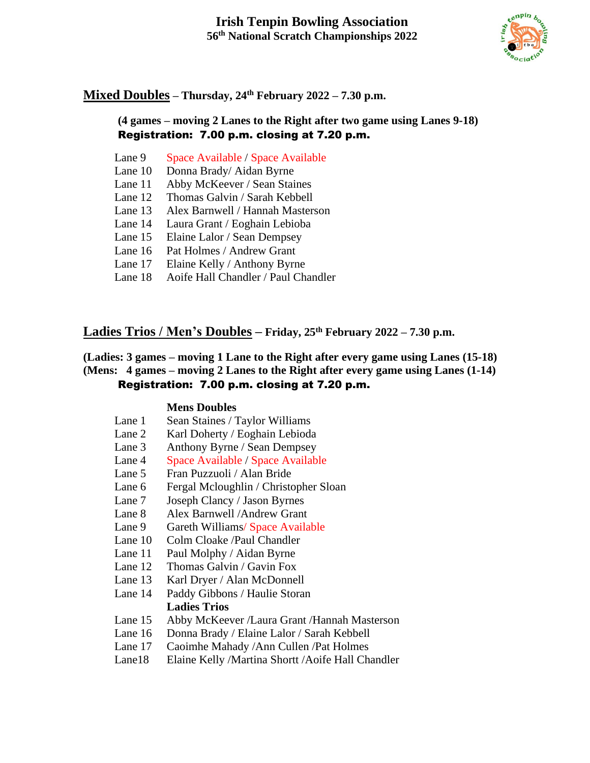# Irish Tenpin Bowling Association
## 56th National Scratch Championships 2022

**Mixed Doubles** – **Thursday, 24th February 2022 – 7.30 p.m.**

**(4 games – moving 2 Lanes to the Right after two game using Lanes 9-18)**
**Registration: 7.00 p.m. closing at 7.20 p.m.**

| Lane | Players |
|---|---|
| Lane 9 | Space Available / Space Available |
| Lane 10 | Donna Brady/ Aidan Byrne |
| Lane 11 | Abby McKeever / Sean Staines |
| Lane 12 | Thomas Galvin / Sarah Kebbell |
| Lane 13 | Alex Barnwell / Hannah Masterson |
| Lane 14 | Laura Grant / Eoghain Lebioba |
| Lane 15 | Elaine Lalor / Sean Dempsey |
| Lane 16 | Pat Holmes / Andrew Grant |
| Lane 17 | Elaine Kelly / Anthony Byrne |
| Lane 18 | Aoife Hall Chandler / Paul Chandler |

**Ladies Trios / Men's Doubles** – **Friday, 25th February 2022 – 7.30 p.m.**

**(Ladies: 3 games – moving 1 Lane to the Right after every game using Lanes (15-18)**
**(Mens: 4 games – moving 2 Lanes to the Right after every game using Lanes (1-14)**
**Registration: 7.00 p.m. closing at 7.20 p.m.**

| Lane | Players |
|---|---|
| | **Mens Doubles** |
| Lane 1 | Sean Staines / Taylor Williams |
| Lane 2 | Karl Doherty / Eoghain Lebioda |
| Lane 3 | Anthony Byrne / Sean Dempsey |
| Lane 4 | Space Available / Space Available |
| Lane 5 | Fran Puzzuoli / Alan Bride |
| Lane 6 | Fergal Mcloughlin / Christopher Sloan |
| Lane 7 | Joseph Clancy / Jason Byrnes |
| Lane 8 | Alex Barnwell /Andrew Grant |
| Lane 9 | Gareth Williams/ Space Available |
| Lane 10 | Colm Cloake /Paul Chandler |
| Lane 11 | Paul Molphy / Aidan Byrne |
| Lane 12 | Thomas Galvin / Gavin Fox |
| Lane 13 | Karl Dryer / Alan McDonnell |
| Lane 14 | Paddy Gibbons / Haulie Storan |
| | **Ladies Trios** |
| Lane 15 | Abby McKeever /Laura Grant /Hannah Masterson |
| Lane 16 | Donna Brady / Elaine Lalor / Sarah Kebbell |
| Lane 17 | Caoimhe Mahady /Ann Cullen /Pat Holmes |
| Lane18 | Elaine Kelly /Martina Shortt /Aoife Hall Chandler |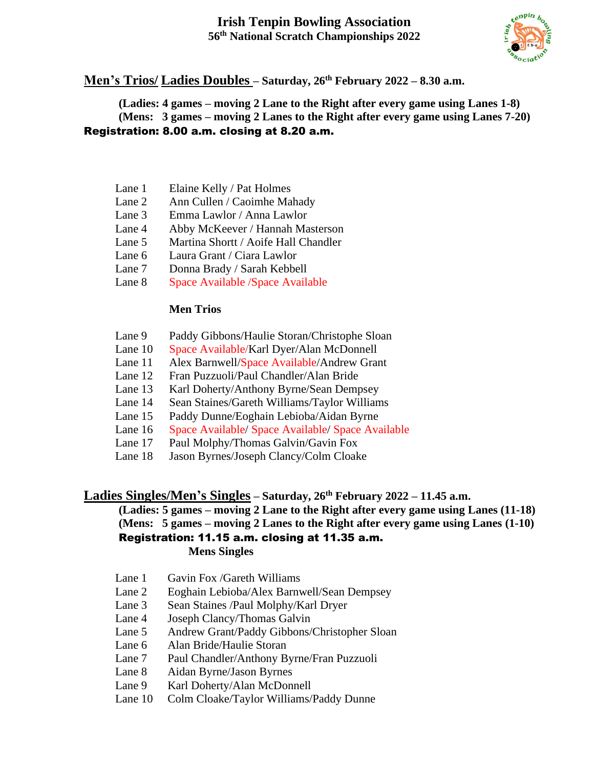# Irish Tenpin Bowling Association
## 56th National Scratch Championships 2022

## Men's Trios/ Ladies Doubles – Saturday, 26th February 2022 – 8.30 a.m.

**(Ladies: 4 games – moving 2 Lane to the Right after every game using Lanes 1-8)**
**(Mens: 3 games – moving 2 Lanes to the Right after every game using Lanes 7-20)**

**Registration: 8.00 a.m. closing at 8.20 a.m.**

Lane 1 Elaine Kelly / Pat Holmes
Lane 2 Ann Cullen / Caoimhe Mahady
Lane 3 Emma Lawlor / Anna Lawlor
Lane 4 Abby McKeever / Hannah Masterson
Lane 5 Martina Shortt / Aoife Hall Chandler
Lane 6 Laura Grant / Ciara Lawlor
Lane 7 Donna Brady / Sarah Kebbell
Lane 8 Space Available /Space Available

**Men Trios**

Lane 9 Paddy Gibbons/Haulie Storan/Christophe Sloan
Lane 10 Space Available/Karl Dyer/Alan McDonnell
Lane 11 Alex Barnwell/Space Available/Andrew Grant
Lane 12 Fran Puzzuoli/Paul Chandler/Alan Bride
Lane 13 Karl Doherty/Anthony Byrne/Sean Dempsey
Lane 14 Sean Staines/Gareth Williams/Taylor Williams
Lane 15 Paddy Dunne/Eoghain Lebioba/Aidan Byrne
Lane 16 Space Available/ Space Available/ Space Available
Lane 17 Paul Molphy/Thomas Galvin/Gavin Fox
Lane 18 Jason Byrnes/Joseph Clancy/Colm Cloake

## Ladies Singles/Men's Singles – Saturday, 26th February 2022 – 11.45 a.m.

**(Ladies: 5 games – moving 2 Lane to the Right after every game using Lanes (11-18)**
**(Mens: 5 games – moving 2 Lanes to the Right after every game using Lanes (1-10)**

**Registration: 11.15 a.m. closing at 11.35 a.m.**

**Mens Singles**

Lane 1 Gavin Fox /Gareth Williams
Lane 2 Eoghain Lebioba/Alex Barnwell/Sean Dempsey
Lane 3 Sean Staines /Paul Molphy/Karl Dryer
Lane 4 Joseph Clancy/Thomas Galvin
Lane 5 Andrew Grant/Paddy Gibbons/Christopher Sloan
Lane 6 Alan Bride/Haulie Storan
Lane 7 Paul Chandler/Anthony Byrne/Fran Puzzuoli
Lane 8 Aidan Byrne/Jason Byrnes
Lane 9 Karl Doherty/Alan McDonnell
Lane 10 Colm Cloake/Taylor Williams/Paddy Dunne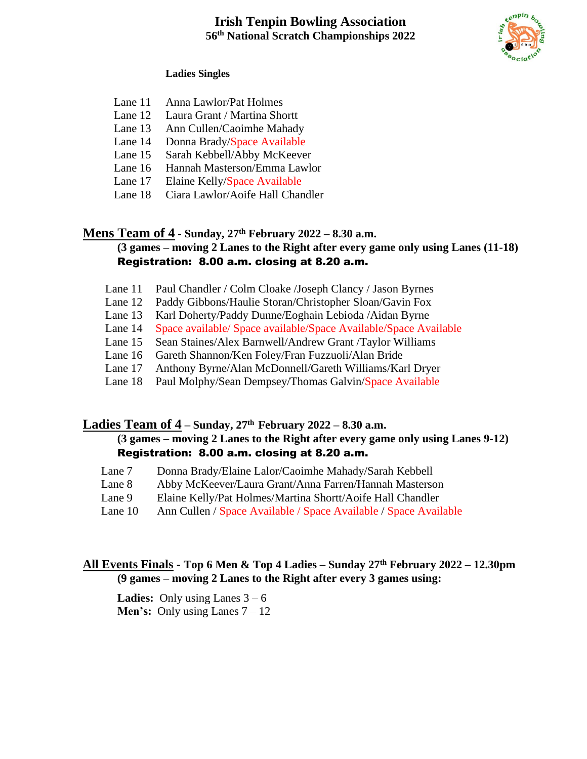# Irish Tenpin Bowling Association
## 56th National Scratch Championships 2022

**Ladies Singles**

| | |
|---|---|
| Lane 11 | Anna Lawlor/Pat Holmes |
| Lane 12 | Laura Grant / Martina Shortt |
| Lane 13 | Ann Cullen/Caoimhe Mahady |
| Lane 14 | Donna Brady/Space Available |
| Lane 15 | Sarah Kebbell/Abby McKeever |
| Lane 16 | Hannah Masterson/Emma Lawlor |
| Lane 17 | Elaine Kelly/Space Available |
| Lane 18 | Ciara Lawlor/Aoife Hall Chandler |

**Mens Team of 4 - Sunday, 27th February 2022 – 8.30 a.m.**

**(3 games – moving 2 Lanes to the Right after every game only using Lanes (11-18)**

**Registration: 8.00 a.m. closing at 8.20 a.m.**

| | |
|---|---|
| Lane 11 | Paul Chandler / Colm Cloake /Joseph Clancy / Jason Byrnes |
| Lane 12 | Paddy Gibbons/Haulie Storan/Christopher Sloan/Gavin Fox |
| Lane 13 | Karl Doherty/Paddy Dunne/Eoghain Lebioda /Aidan Byrne |
| Lane 14 | Space available/ Space available/Space Available/Space Available |
| Lane 15 | Sean Staines/Alex Barnwell/Andrew Grant /Taylor Williams |
| Lane 16 | Gareth Shannon/Ken Foley/Fran Fuzzuoli/Alan Bride |
| Lane 17 | Anthony Byrne/Alan McDonnell/Gareth Williams/Karl Dryer |
| Lane 18 | Paul Molphy/Sean Dempsey/Thomas Galvin/Space Available |

**Ladies Team of 4 – Sunday, 27th February 2022 – 8.30 a.m.**

**(3 games – moving 2 Lanes to the Right after every game only using Lanes 9-12)**

**Registration: 8.00 a.m. closing at 8.20 a.m.**

| | |
|---|---|
| Lane 7 | Donna Brady/Elaine Lalor/Caoimhe Mahady/Sarah Kebbell |
| Lane 8 | Abby McKeever/Laura Grant/Anna Farren/Hannah Masterson |
| Lane 9 | Elaine Kelly/Pat Holmes/Martina Shortt/Aoife Hall Chandler |
| Lane 10 | Ann Cullen / Space Available / Space Available / Space Available |

**All Events Finals - Top 6 Men & Top 4 Ladies – Sunday 27th February 2022 – 12.30pm**

**(9 games – moving 2 Lanes to the Right after every 3 games using:**

**Ladies:** Only using Lanes 3 – 6
**Men's:** Only using Lanes 7 – 12